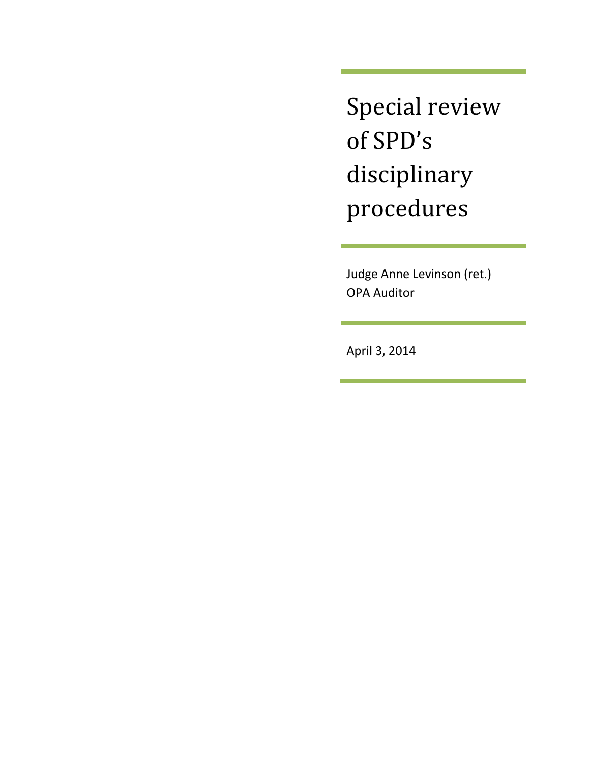# Special review of SPD's disciplinary procedures

Judge Anne Levinson (ret.)
OPA Auditor

April 3, 2014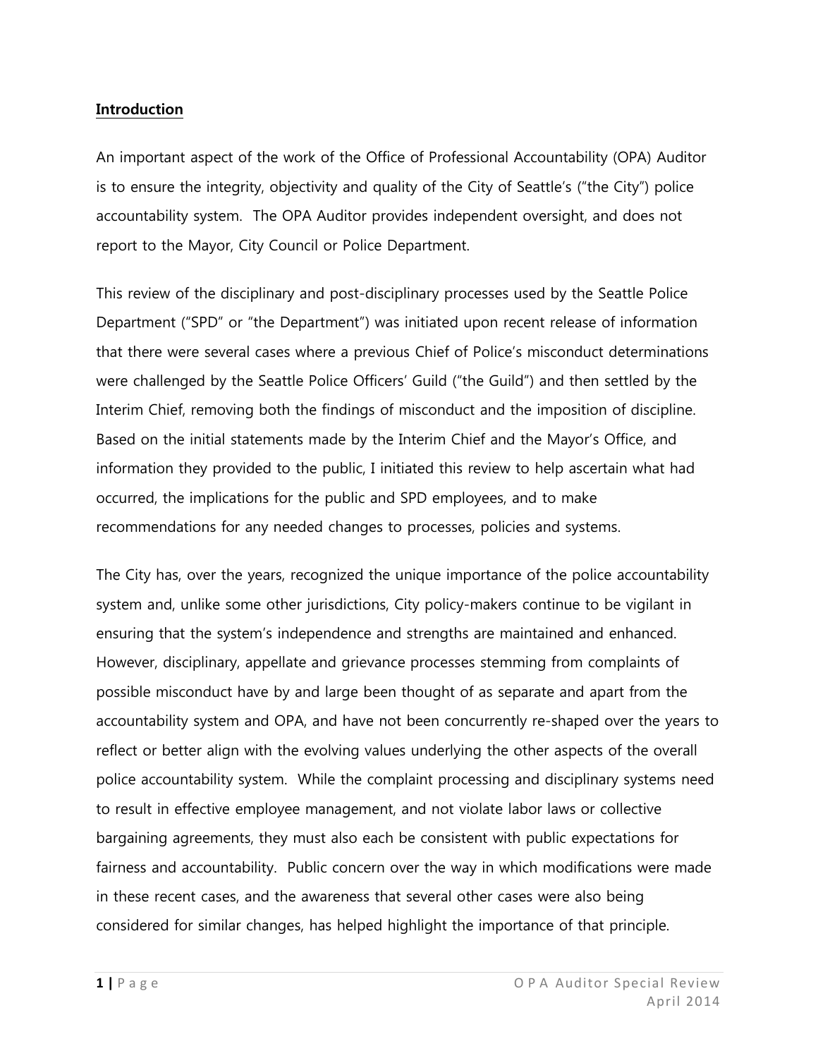## **Introduction**

An important aspect of the work of the Office of Professional Accountability (OPA) Auditor is to ensure the integrity, objectivity and quality of the City of Seattle's ("the City") police accountability system. The OPA Auditor provides independent oversight, and does not report to the Mayor, City Council or Police Department.

This review of the disciplinary and post-disciplinary processes used by the Seattle Police Department ("SPD" or "the Department") was initiated upon recent release of information that there were several cases where a previous Chief of Police's misconduct determinations were challenged by the Seattle Police Officers' Guild ("the Guild") and then settled by the Interim Chief, removing both the findings of misconduct and the imposition of discipline. Based on the initial statements made by the Interim Chief and the Mayor's Office, and information they provided to the public, I initiated this review to help ascertain what had occurred, the implications for the public and SPD employees, and to make recommendations for any needed changes to processes, policies and systems.

The City has, over the years, recognized the unique importance of the police accountability system and, unlike some other jurisdictions, City policy-makers continue to be vigilant in ensuring that the system's independence and strengths are maintained and enhanced. However, disciplinary, appellate and grievance processes stemming from complaints of possible misconduct have by and large been thought of as separate and apart from the accountability system and OPA, and have not been concurrently re-shaped over the years to reflect or better align with the evolving values underlying the other aspects of the overall police accountability system. While the complaint processing and disciplinary systems need to result in effective employee management, and not violate labor laws or collective bargaining agreements, they must also each be consistent with public expectations for fairness and accountability. Public concern over the way in which modifications were made in these recent cases, and the awareness that several other cases were also being considered for similar changes, has helped highlight the importance of that principle.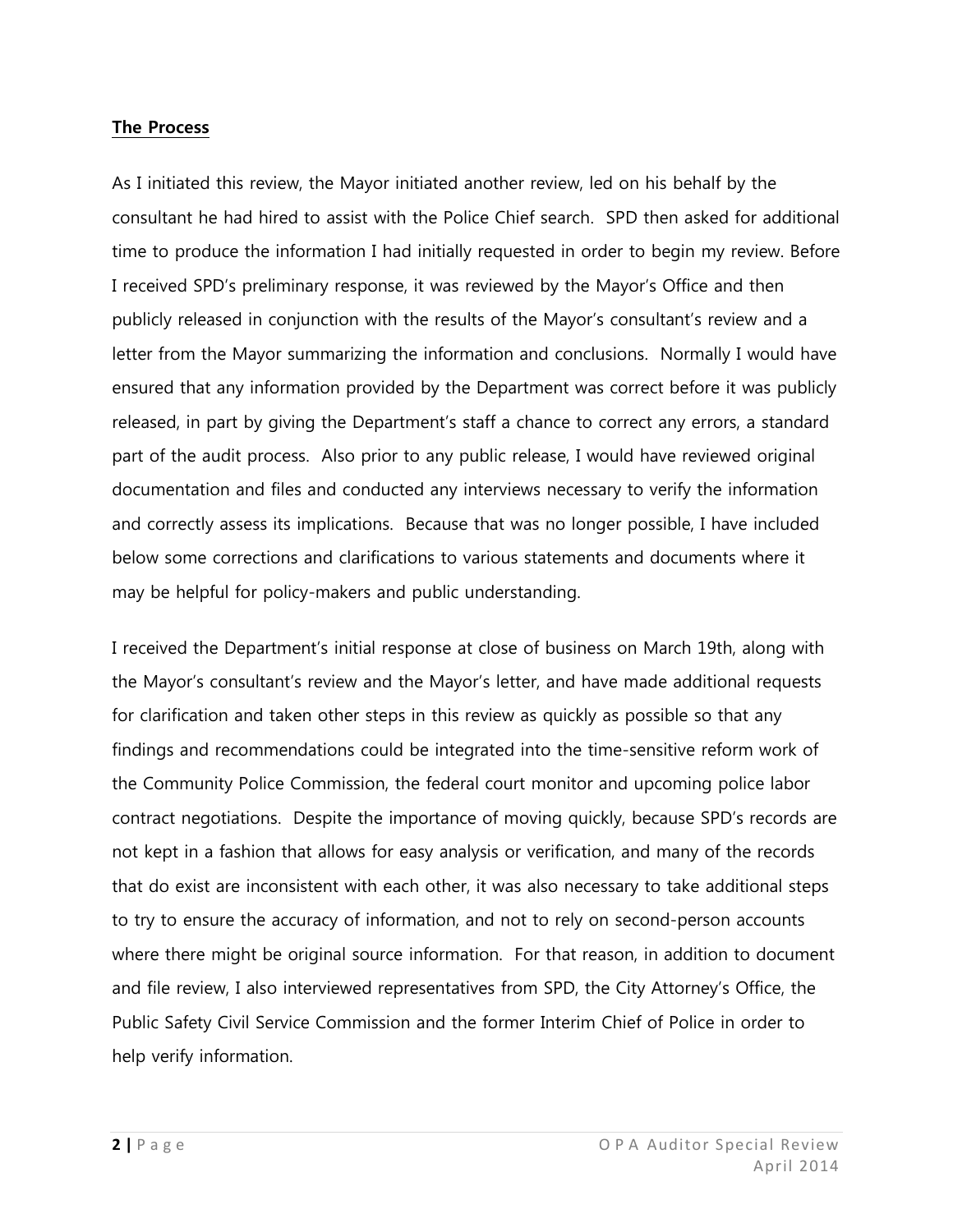**The Process**

As I initiated this review, the Mayor initiated another review, led on his behalf by the consultant he had hired to assist with the Police Chief search. SPD then asked for additional time to produce the information I had initially requested in order to begin my review. Before I received SPD's preliminary response, it was reviewed by the Mayor's Office and then publicly released in conjunction with the results of the Mayor's consultant's review and a letter from the Mayor summarizing the information and conclusions. Normally I would have ensured that any information provided by the Department was correct before it was publicly released, in part by giving the Department's staff a chance to correct any errors, a standard part of the audit process. Also prior to any public release, I would have reviewed original documentation and files and conducted any interviews necessary to verify the information and correctly assess its implications. Because that was no longer possible, I have included below some corrections and clarifications to various statements and documents where it may be helpful for policy-makers and public understanding.

I received the Department's initial response at close of business on March 19th, along with the Mayor's consultant's review and the Mayor's letter, and have made additional requests for clarification and taken other steps in this review as quickly as possible so that any findings and recommendations could be integrated into the time-sensitive reform work of the Community Police Commission, the federal court monitor and upcoming police labor contract negotiations. Despite the importance of moving quickly, because SPD's records are not kept in a fashion that allows for easy analysis or verification, and many of the records that do exist are inconsistent with each other, it was also necessary to take additional steps to try to ensure the accuracy of information, and not to rely on second-person accounts where there might be original source information. For that reason, in addition to document and file review, I also interviewed representatives from SPD, the City Attorney's Office, the Public Safety Civil Service Commission and the former Interim Chief of Police in order to help verify information.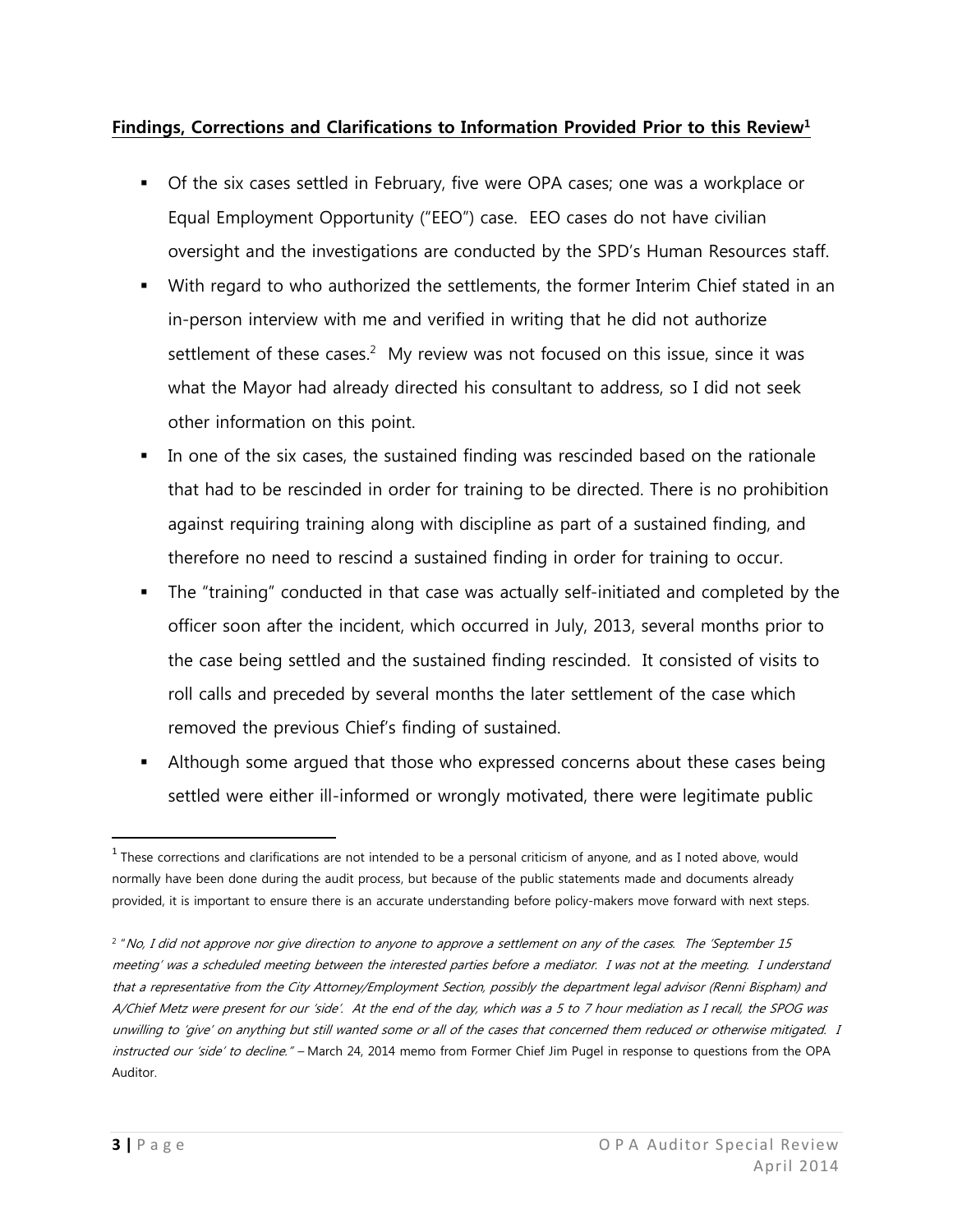**Findings, Corrections and Clarifications to Information Provided Prior to this Review[1]**

- Of the six cases settled in February, five were OPA cases; one was a workplace or Equal Employment Opportunity ("EEO") case. EEO cases do not have civilian oversight and the investigations are conducted by the SPD's Human Resources staff.
- With regard to who authorized the settlements, the former Interim Chief stated in an in-person interview with me and verified in writing that he did not authorize settlement of these cases.[2] My review was not focused on this issue, since it was what the Mayor had already directed his consultant to address, so I did not seek other information on this point.
- In one of the six cases, the sustained finding was rescinded based on the rationale that had to be rescinded in order for training to be directed. There is no prohibition against requiring training along with discipline as part of a sustained finding, and therefore no need to rescind a sustained finding in order for training to occur.
- The "training" conducted in that case was actually self-initiated and completed by the officer soon after the incident, which occurred in July, 2013, several months prior to the case being settled and the sustained finding rescinded. It consisted of visits to roll calls and preceded by several months the later settlement of the case which removed the previous Chief's finding of sustained.
- Although some argued that those who expressed concerns about these cases being settled were either ill-informed or wrongly motivated, there were legitimate public

---

[1] These corrections and clarifications are not intended to be a personal criticism of anyone, and as I noted above, would normally have been done during the audit process, but because of the public statements made and documents already provided, it is important to ensure there is an accurate understanding before policy-makers move forward with next steps.

[2] "*No, I did not approve nor give direction to anyone to approve a settlement on any of the cases. The 'September 15 meeting' was a scheduled meeting between the interested parties before a mediator. I was not at the meeting. I understand that a representative from the City Attorney/Employment Section, possibly the department legal advisor (Renni Bispham) and A/Chief Metz were present for our 'side'. At the end of the day, which was a 5 to 7 hour mediation as I recall, the SPOG was unwilling to 'give' on anything but still wanted some or all of the cases that concerned them reduced or otherwise mitigated. I instructed our 'side' to decline.*" – March 24, 2014 memo from Former Chief Jim Pugel in response to questions from the OPA Auditor.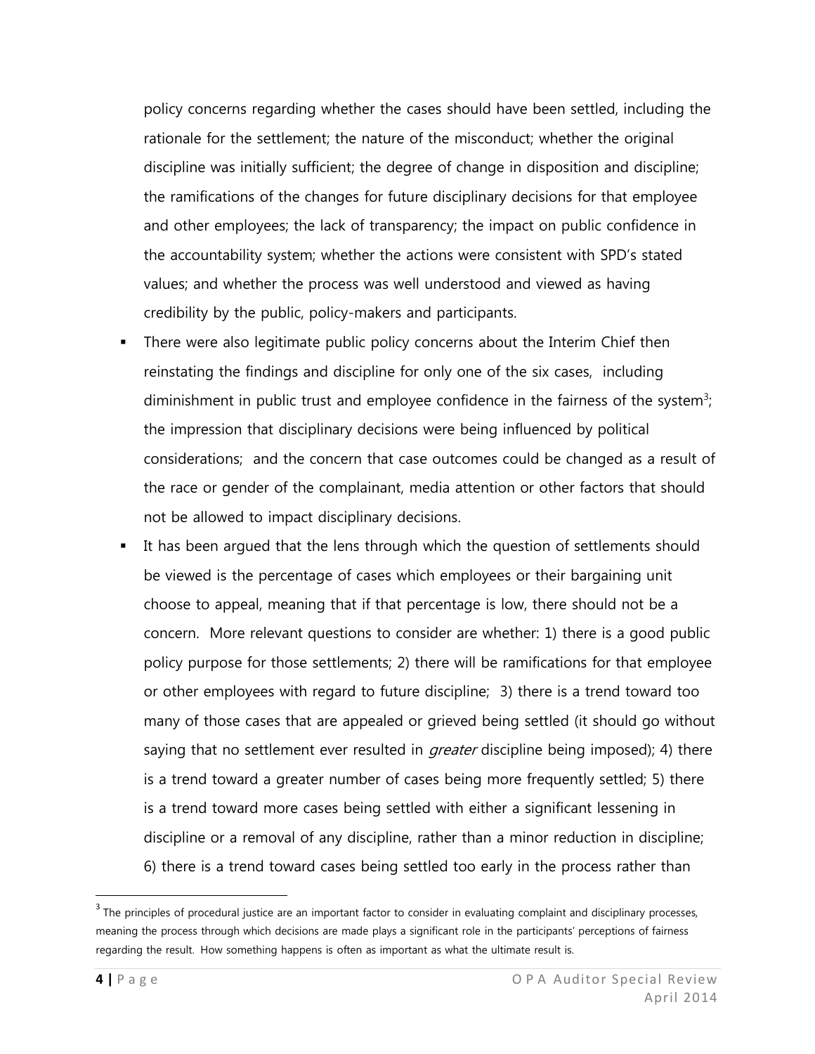policy concerns regarding whether the cases should have been settled, including the rationale for the settlement; the nature of the misconduct; whether the original discipline was initially sufficient; the degree of change in disposition and discipline; the ramifications of the changes for future disciplinary decisions for that employee and other employees; the lack of transparency; the impact on public confidence in the accountability system; whether the actions were consistent with SPD's stated values; and whether the process was well understood and viewed as having credibility by the public, policy-makers and participants.

- There were also legitimate public policy concerns about the Interim Chief then reinstating the findings and discipline for only one of the six cases, including diminishment in public trust and employee confidence in the fairness of the system[3]; the impression that disciplinary decisions were being influenced by political considerations; and the concern that case outcomes could be changed as a result of the race or gender of the complainant, media attention or other factors that should not be allowed to impact disciplinary decisions.
- It has been argued that the lens through which the question of settlements should be viewed is the percentage of cases which employees or their bargaining unit choose to appeal, meaning that if that percentage is low, there should not be a concern. More relevant questions to consider are whether: 1) there is a good public policy purpose for those settlements; 2) there will be ramifications for that employee or other employees with regard to future discipline; 3) there is a trend toward too many of those cases that are appealed or grieved being settled (it should go without saying that no settlement ever resulted in *greater* discipline being imposed); 4) there is a trend toward a greater number of cases being more frequently settled; 5) there is a trend toward more cases being settled with either a significant lessening in discipline or a removal of any discipline, rather than a minor reduction in discipline; 6) there is a trend toward cases being settled too early in the process rather than

[3] The principles of procedural justice are an important factor to consider in evaluating complaint and disciplinary processes, meaning the process through which decisions are made plays a significant role in the participants' perceptions of fairness regarding the result. How something happens is often as important as what the ultimate result is.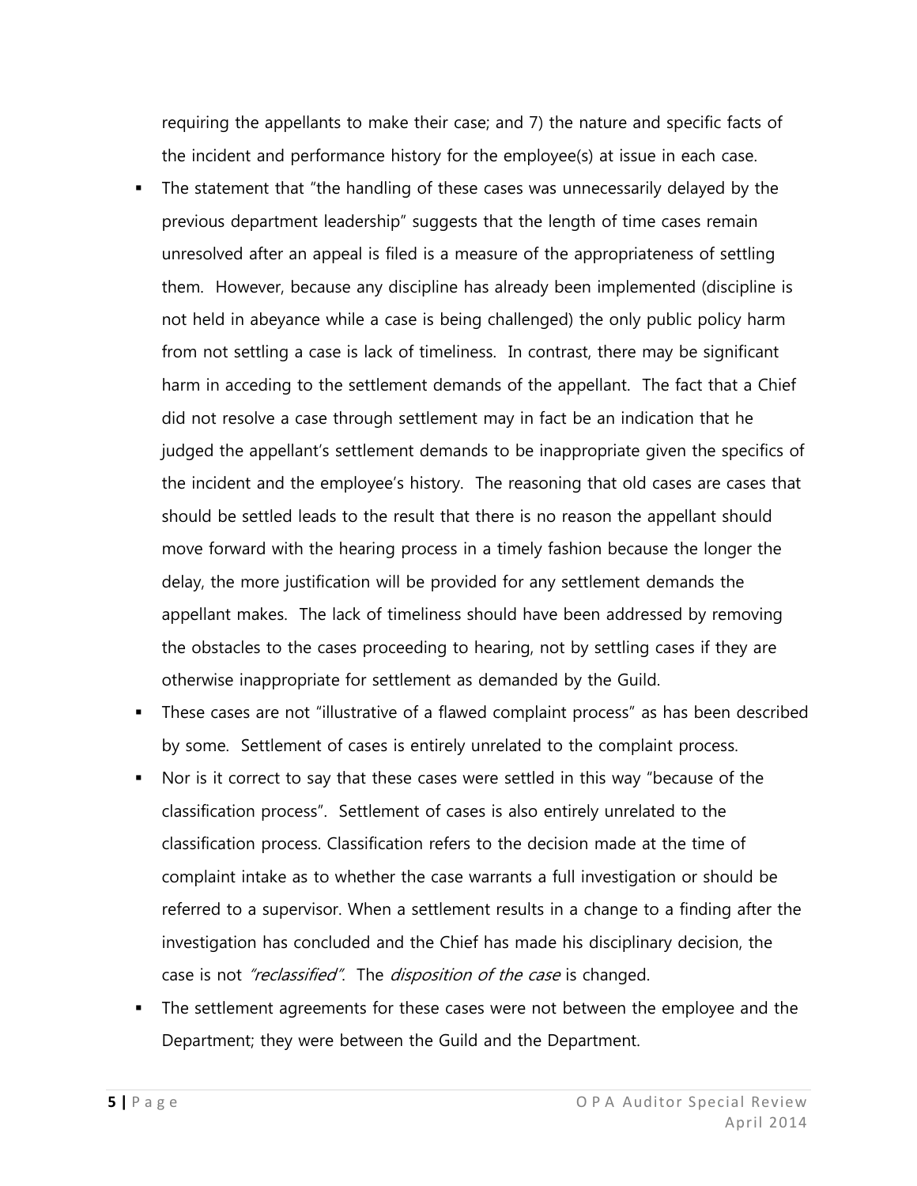requiring the appellants to make their case; and 7) the nature and specific facts of the incident and performance history for the employee(s) at issue in each case.

- The statement that "the handling of these cases was unnecessarily delayed by the previous department leadership" suggests that the length of time cases remain unresolved after an appeal is filed is a measure of the appropriateness of settling them. However, because any discipline has already been implemented (discipline is not held in abeyance while a case is being challenged) the only public policy harm from not settling a case is lack of timeliness. In contrast, there may be significant harm in acceding to the settlement demands of the appellant. The fact that a Chief did not resolve a case through settlement may in fact be an indication that he judged the appellant's settlement demands to be inappropriate given the specifics of the incident and the employee's history. The reasoning that old cases are cases that should be settled leads to the result that there is no reason the appellant should move forward with the hearing process in a timely fashion because the longer the delay, the more justification will be provided for any settlement demands the appellant makes. The lack of timeliness should have been addressed by removing the obstacles to the cases proceeding to hearing, not by settling cases if they are otherwise inappropriate for settlement as demanded by the Guild.
- These cases are not "illustrative of a flawed complaint process" as has been described by some. Settlement of cases is entirely unrelated to the complaint process.
- Nor is it correct to say that these cases were settled in this way "because of the classification process". Settlement of cases is also entirely unrelated to the classification process. Classification refers to the decision made at the time of complaint intake as to whether the case warrants a full investigation or should be referred to a supervisor. When a settlement results in a change to a finding after the investigation has concluded and the Chief has made his disciplinary decision, the case is not *"reclassified"*. The *disposition of the case* is changed.
- The settlement agreements for these cases were not between the employee and the Department; they were between the Guild and the Department.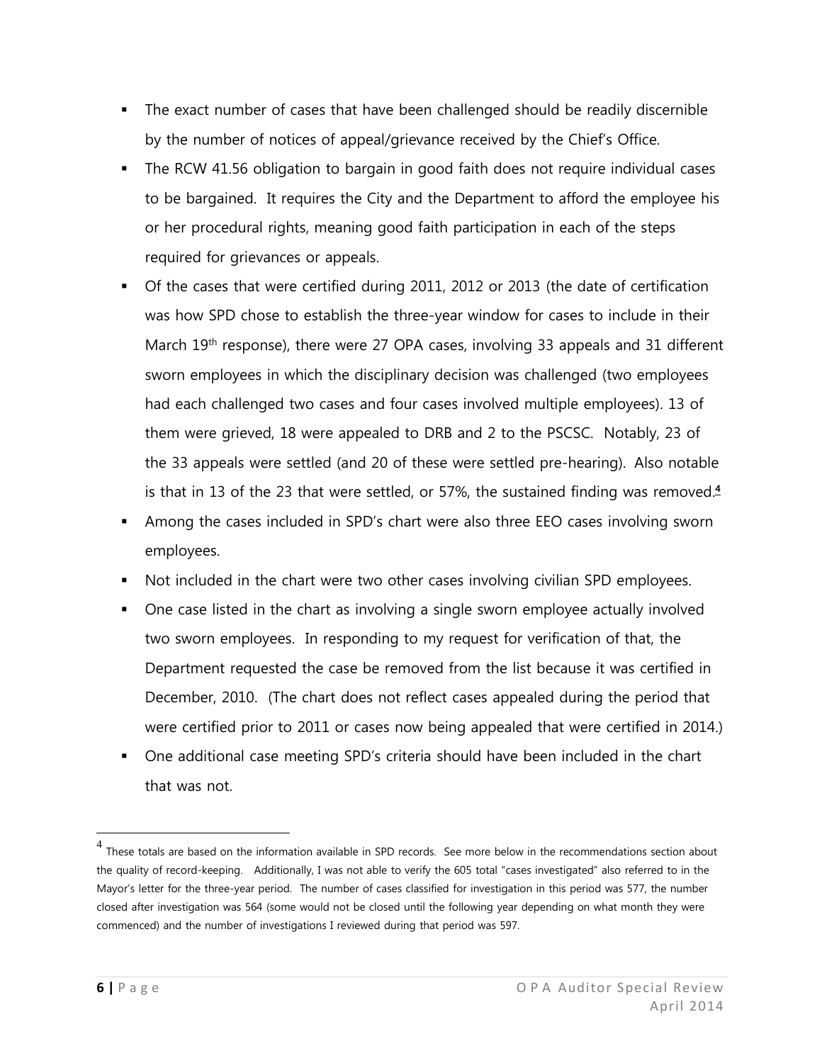- The exact number of cases that have been challenged should be readily discernible by the number of notices of appeal/grievance received by the Chief's Office.
- The RCW 41.56 obligation to bargain in good faith does not require individual cases to be bargained. It requires the City and the Department to afford the employee his or her procedural rights, meaning good faith participation in each of the steps required for grievances or appeals.
- Of the cases that were certified during 2011, 2012 or 2013 (the date of certification was how SPD chose to establish the three-year window for cases to include in their March 19th response), there were 27 OPA cases, involving 33 appeals and 31 different sworn employees in which the disciplinary decision was challenged (two employees had each challenged two cases and four cases involved multiple employees). 13 of them were grieved, 18 were appealed to DRB and 2 to the PSCSC. Notably, 23 of the 33 appeals were settled (and 20 of these were settled pre-hearing). Also notable is that in 13 of the 23 that were settled, or 57%, the sustained finding was removed.[4]
- Among the cases included in SPD's chart were also three EEO cases involving sworn employees.
- Not included in the chart were two other cases involving civilian SPD employees.
- One case listed in the chart as involving a single sworn employee actually involved two sworn employees. In responding to my request for verification of that, the Department requested the case be removed from the list because it was certified in December, 2010. (The chart does not reflect cases appealed during the period that were certified prior to 2011 or cases now being appealed that were certified in 2014.)
- One additional case meeting SPD's criteria should have been included in the chart that was not.

---

[4] These totals are based on the information available in SPD records. See more below in the recommendations section about the quality of record-keeping. Additionally, I was not able to verify the 605 total "cases investigated" also referred to in the Mayor's letter for the three-year period. The number of cases classified for investigation in this period was 577, the number closed after investigation was 564 (some would not be closed until the following year depending on what month they were commenced) and the number of investigations I reviewed during that period was 597.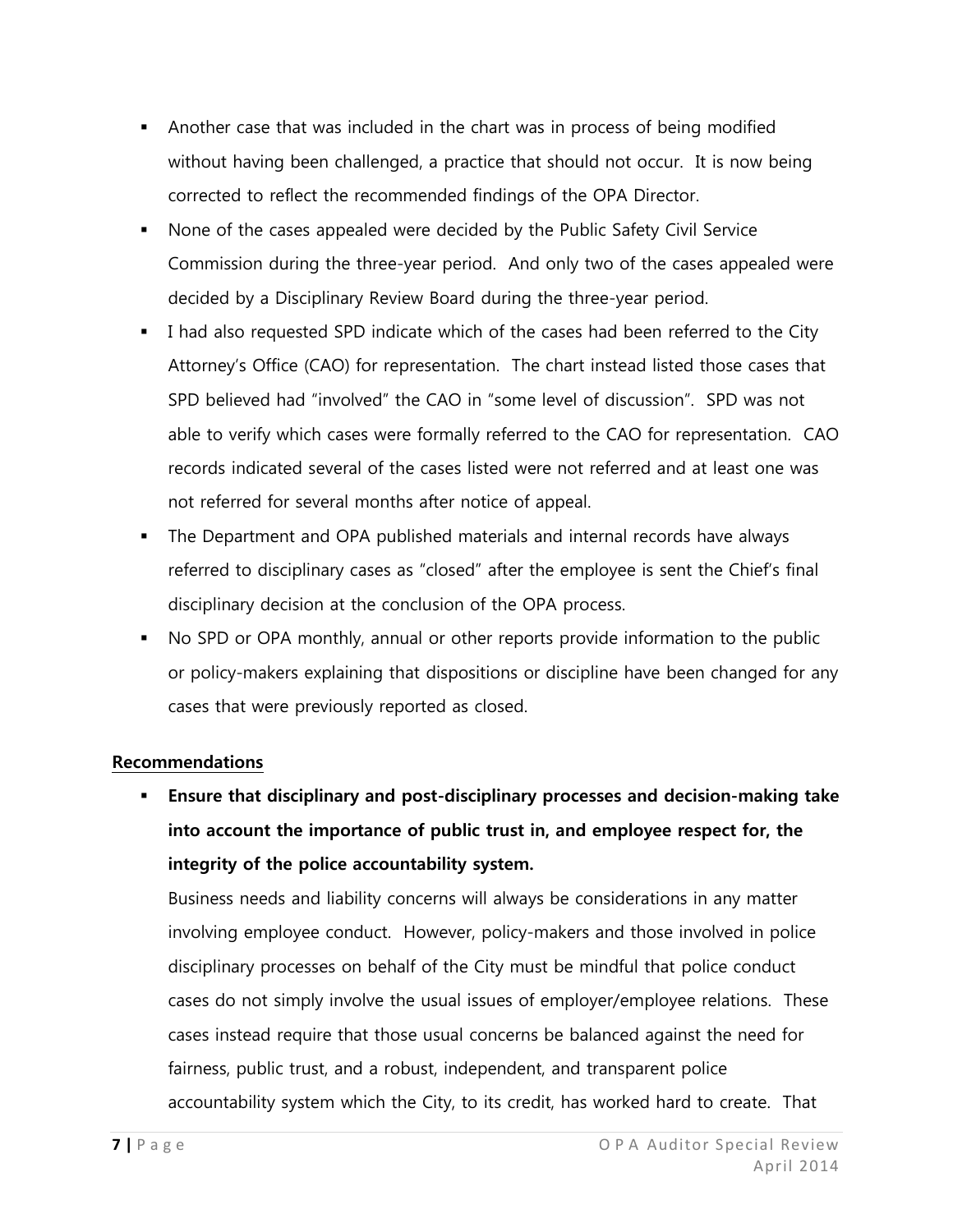- Another case that was included in the chart was in process of being modified without having been challenged, a practice that should not occur. It is now being corrected to reflect the recommended findings of the OPA Director.
- None of the cases appealed were decided by the Public Safety Civil Service Commission during the three-year period. And only two of the cases appealed were decided by a Disciplinary Review Board during the three-year period.
- I had also requested SPD indicate which of the cases had been referred to the City Attorney's Office (CAO) for representation. The chart instead listed those cases that SPD believed had "involved" the CAO in "some level of discussion". SPD was not able to verify which cases were formally referred to the CAO for representation. CAO records indicated several of the cases listed were not referred and at least one was not referred for several months after notice of appeal.
- The Department and OPA published materials and internal records have always referred to disciplinary cases as "closed" after the employee is sent the Chief's final disciplinary decision at the conclusion of the OPA process.
- No SPD or OPA monthly, annual or other reports provide information to the public or policy-makers explaining that dispositions or discipline have been changed for any cases that were previously reported as closed.

**Recommendations**

- **Ensure that disciplinary and post-disciplinary processes and decision-making take into account the importance of public trust in, and employee respect for, the integrity of the police accountability system.**

  Business needs and liability concerns will always be considerations in any matter involving employee conduct. However, policy-makers and those involved in police disciplinary processes on behalf of the City must be mindful that police conduct cases do not simply involve the usual issues of employer/employee relations. These cases instead require that those usual concerns be balanced against the need for fairness, public trust, and a robust, independent, and transparent police accountability system which the City, to its credit, has worked hard to create. That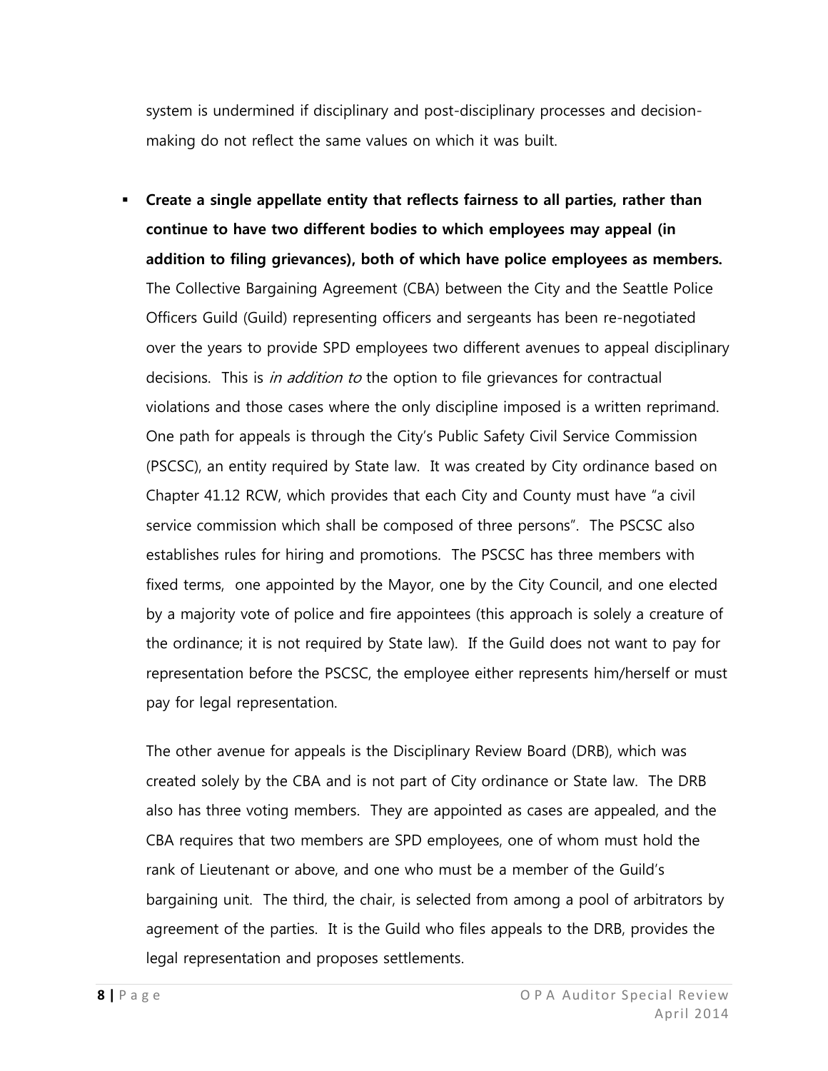system is undermined if disciplinary and post-disciplinary processes and decision-making do not reflect the same values on which it was built.

- **Create a single appellate entity that reflects fairness to all parties, rather than continue to have two different bodies to which employees may appeal (in addition to filing grievances), both of which have police employees as members.** The Collective Bargaining Agreement (CBA) between the City and the Seattle Police Officers Guild (Guild) representing officers and sergeants has been re-negotiated over the years to provide SPD employees two different avenues to appeal disciplinary decisions. This is *in addition to* the option to file grievances for contractual violations and those cases where the only discipline imposed is a written reprimand. One path for appeals is through the City's Public Safety Civil Service Commission (PSCSC), an entity required by State law. It was created by City ordinance based on Chapter 41.12 RCW, which provides that each City and County must have "a civil service commission which shall be composed of three persons". The PSCSC also establishes rules for hiring and promotions. The PSCSC has three members with fixed terms, one appointed by the Mayor, one by the City Council, and one elected by a majority vote of police and fire appointees (this approach is solely a creature of the ordinance; it is not required by State law). If the Guild does not want to pay for representation before the PSCSC, the employee either represents him/herself or must pay for legal representation.

  The other avenue for appeals is the Disciplinary Review Board (DRB), which was created solely by the CBA and is not part of City ordinance or State law. The DRB also has three voting members. They are appointed as cases are appealed, and the CBA requires that two members are SPD employees, one of whom must hold the rank of Lieutenant or above, and one who must be a member of the Guild's bargaining unit. The third, the chair, is selected from among a pool of arbitrators by agreement of the parties. It is the Guild who files appeals to the DRB, provides the legal representation and proposes settlements.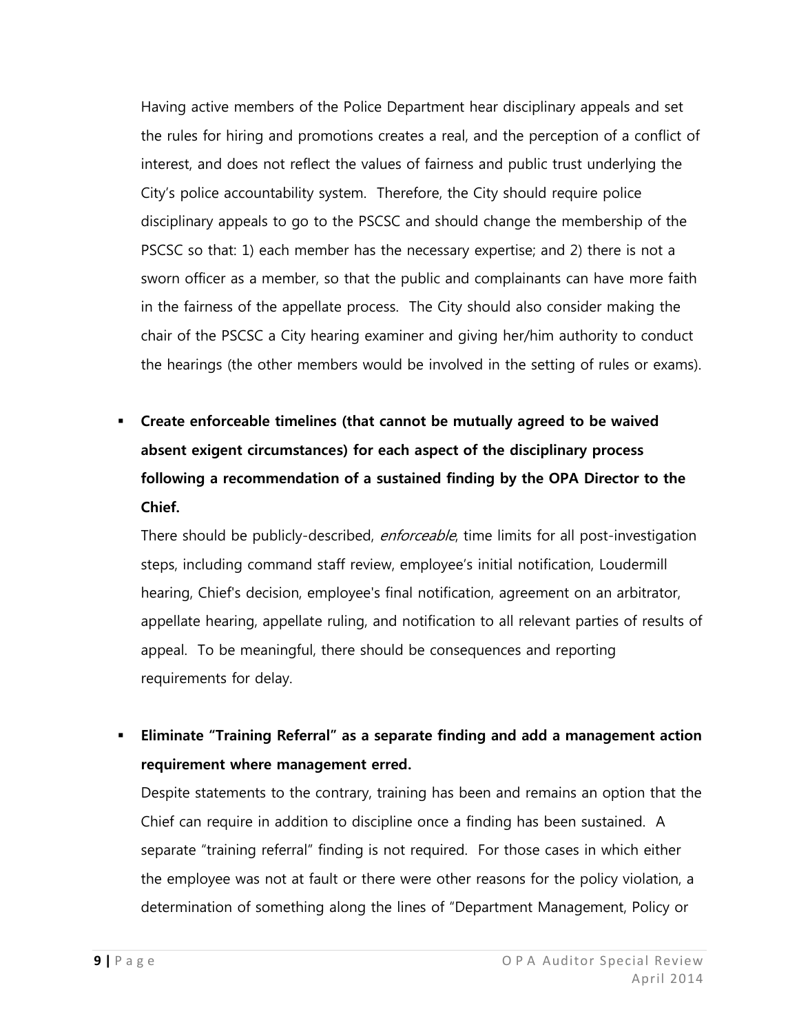Having active members of the Police Department hear disciplinary appeals and set the rules for hiring and promotions creates a real, and the perception of a conflict of interest, and does not reflect the values of fairness and public trust underlying the City's police accountability system. Therefore, the City should require police disciplinary appeals to go to the PSCSC and should change the membership of the PSCSC so that: 1) each member has the necessary expertise; and 2) there is not a sworn officer as a member, so that the public and complainants can have more faith in the fairness of the appellate process. The City should also consider making the chair of the PSCSC a City hearing examiner and giving her/him authority to conduct the hearings (the other members would be involved in the setting of rules or exams).

- **Create enforceable timelines (that cannot be mutually agreed to be waived absent exigent circumstances) for each aspect of the disciplinary process following a recommendation of a sustained finding by the OPA Director to the Chief.**

  There should be publicly-described, *enforceable*, time limits for all post-investigation steps, including command staff review, employee's initial notification, Loudermill hearing, Chief's decision, employee's final notification, agreement on an arbitrator, appellate hearing, appellate ruling, and notification to all relevant parties of results of appeal. To be meaningful, there should be consequences and reporting requirements for delay.

- **Eliminate "Training Referral" as a separate finding and add a management action requirement where management erred.**

  Despite statements to the contrary, training has been and remains an option that the Chief can require in addition to discipline once a finding has been sustained. A separate "training referral" finding is not required. For those cases in which either the employee was not at fault or there were other reasons for the policy violation, a determination of something along the lines of "Department Management, Policy or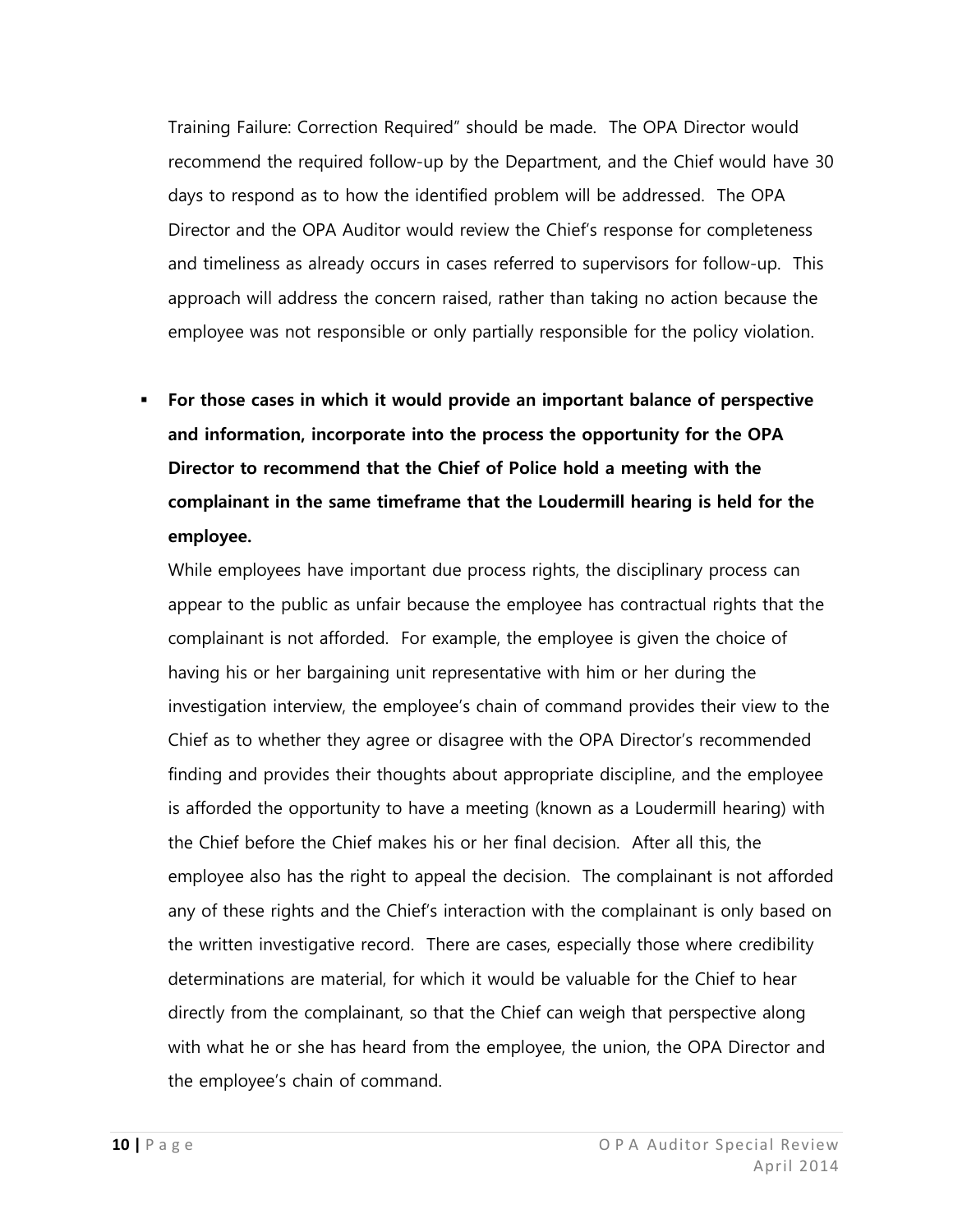Training Failure: Correction Required" should be made. The OPA Director would recommend the required follow-up by the Department, and the Chief would have 30 days to respond as to how the identified problem will be addressed. The OPA Director and the OPA Auditor would review the Chief's response for completeness and timeliness as already occurs in cases referred to supervisors for follow-up. This approach will address the concern raised, rather than taking no action because the employee was not responsible or only partially responsible for the policy violation.

- **For those cases in which it would provide an important balance of perspective and information, incorporate into the process the opportunity for the OPA Director to recommend that the Chief of Police hold a meeting with the complainant in the same timeframe that the Loudermill hearing is held for the employee.**

  While employees have important due process rights, the disciplinary process can appear to the public as unfair because the employee has contractual rights that the complainant is not afforded. For example, the employee is given the choice of having his or her bargaining unit representative with him or her during the investigation interview, the employee's chain of command provides their view to the Chief as to whether they agree or disagree with the OPA Director's recommended finding and provides their thoughts about appropriate discipline, and the employee is afforded the opportunity to have a meeting (known as a Loudermill hearing) with the Chief before the Chief makes his or her final decision. After all this, the employee also has the right to appeal the decision. The complainant is not afforded any of these rights and the Chief's interaction with the complainant is only based on the written investigative record. There are cases, especially those where credibility determinations are material, for which it would be valuable for the Chief to hear directly from the complainant, so that the Chief can weigh that perspective along with what he or she has heard from the employee, the union, the OPA Director and the employee's chain of command.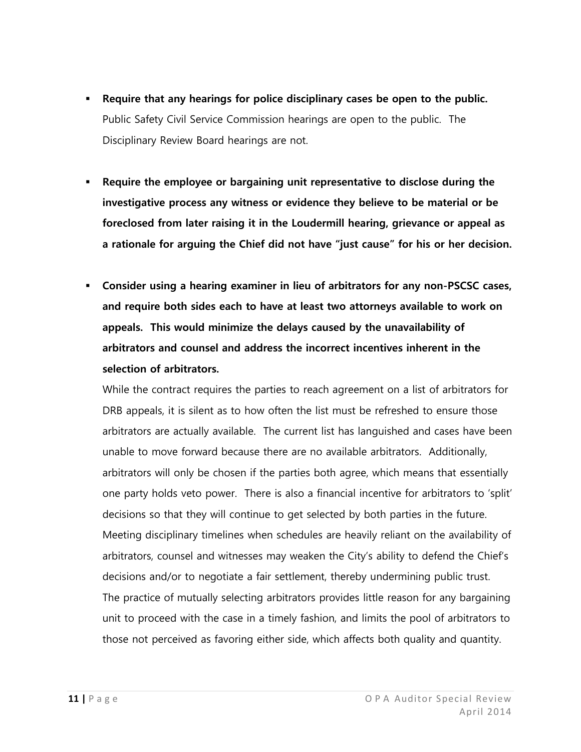- **Require that any hearings for police disciplinary cases be open to the public.** Public Safety Civil Service Commission hearings are open to the public. The Disciplinary Review Board hearings are not.

- **Require the employee or bargaining unit representative to disclose during the investigative process any witness or evidence they believe to be material or be foreclosed from later raising it in the Loudermill hearing, grievance or appeal as a rationale for arguing the Chief did not have "just cause" for his or her decision.**

- **Consider using a hearing examiner in lieu of arbitrators for any non-PSCSC cases, and require both sides each to have at least two attorneys available to work on appeals. This would minimize the delays caused by the unavailability of arbitrators and counsel and address the incorrect incentives inherent in the selection of arbitrators.**

  While the contract requires the parties to reach agreement on a list of arbitrators for DRB appeals, it is silent as to how often the list must be refreshed to ensure those arbitrators are actually available. The current list has languished and cases have been unable to move forward because there are no available arbitrators. Additionally, arbitrators will only be chosen if the parties both agree, which means that essentially one party holds veto power. There is also a financial incentive for arbitrators to 'split' decisions so that they will continue to get selected by both parties in the future. Meeting disciplinary timelines when schedules are heavily reliant on the availability of arbitrators, counsel and witnesses may weaken the City's ability to defend the Chief's decisions and/or to negotiate a fair settlement, thereby undermining public trust. The practice of mutually selecting arbitrators provides little reason for any bargaining unit to proceed with the case in a timely fashion, and limits the pool of arbitrators to those not perceived as favoring either side, which affects both quality and quantity.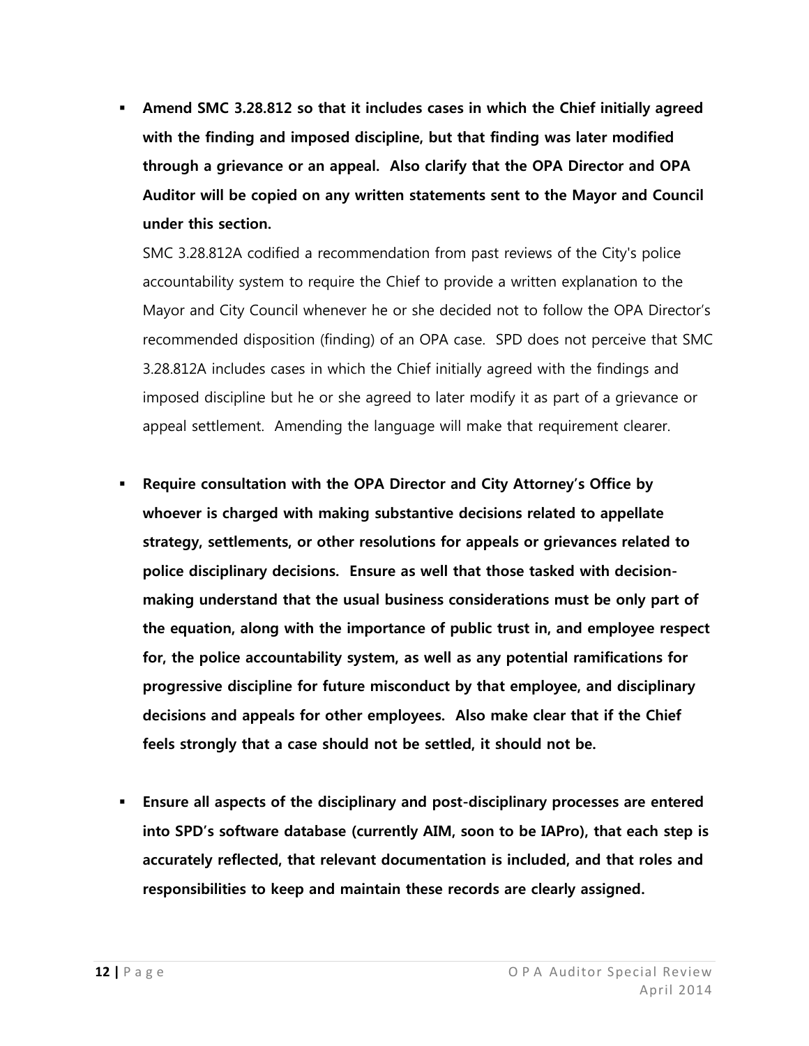- **Amend SMC 3.28.812 so that it includes cases in which the Chief initially agreed with the finding and imposed discipline, but that finding was later modified through a grievance or an appeal. Also clarify that the OPA Director and OPA Auditor will be copied on any written statements sent to the Mayor and Council under this section.**

  SMC 3.28.812A codified a recommendation from past reviews of the City's police accountability system to require the Chief to provide a written explanation to the Mayor and City Council whenever he or she decided not to follow the OPA Director's recommended disposition (finding) of an OPA case. SPD does not perceive that SMC 3.28.812A includes cases in which the Chief initially agreed with the findings and imposed discipline but he or she agreed to later modify it as part of a grievance or appeal settlement. Amending the language will make that requirement clearer.

- **Require consultation with the OPA Director and City Attorney's Office by whoever is charged with making substantive decisions related to appellate strategy, settlements, or other resolutions for appeals or grievances related to police disciplinary decisions. Ensure as well that those tasked with decision-making understand that the usual business considerations must be only part of the equation, along with the importance of public trust in, and employee respect for, the police accountability system, as well as any potential ramifications for progressive discipline for future misconduct by that employee, and disciplinary decisions and appeals for other employees. Also make clear that if the Chief feels strongly that a case should not be settled, it should not be.**

- **Ensure all aspects of the disciplinary and post-disciplinary processes are entered into SPD's software database (currently AIM, soon to be IAPro), that each step is accurately reflected, that relevant documentation is included, and that roles and responsibilities to keep and maintain these records are clearly assigned.**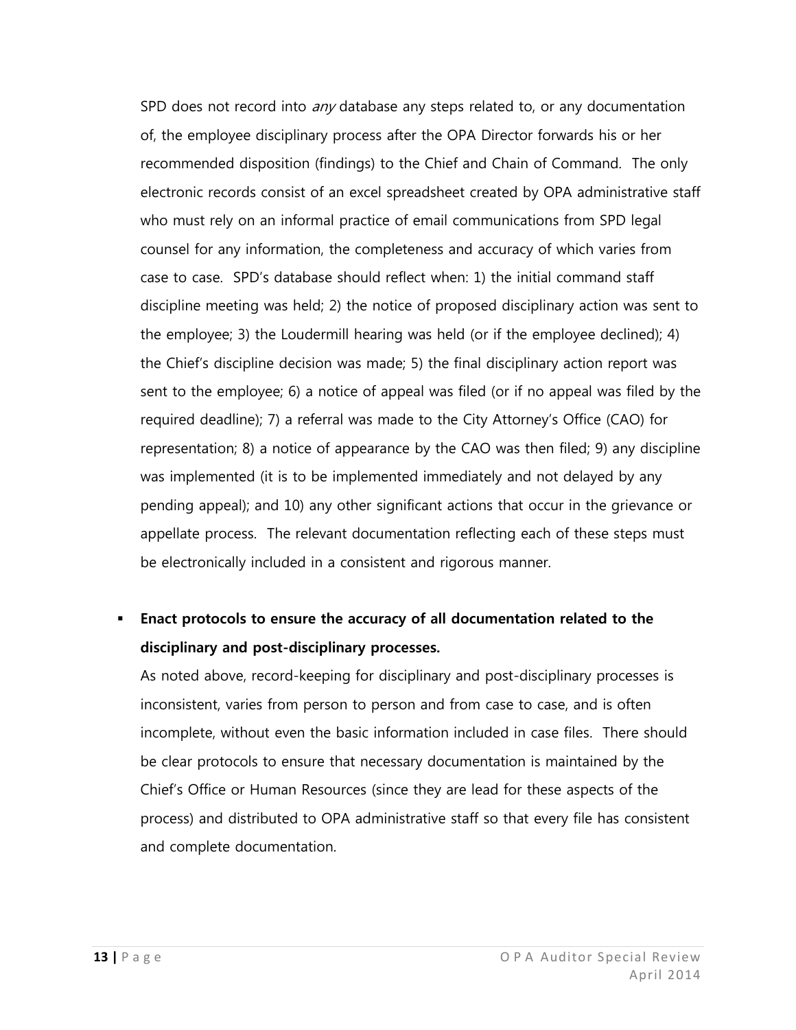SPD does not record into *any* database any steps related to, or any documentation of, the employee disciplinary process after the OPA Director forwards his or her recommended disposition (findings) to the Chief and Chain of Command. The only electronic records consist of an excel spreadsheet created by OPA administrative staff who must rely on an informal practice of email communications from SPD legal counsel for any information, the completeness and accuracy of which varies from case to case. SPD's database should reflect when: 1) the initial command staff discipline meeting was held; 2) the notice of proposed disciplinary action was sent to the employee; 3) the Loudermill hearing was held (or if the employee declined); 4) the Chief's discipline decision was made; 5) the final disciplinary action report was sent to the employee; 6) a notice of appeal was filed (or if no appeal was filed by the required deadline); 7) a referral was made to the City Attorney's Office (CAO) for representation; 8) a notice of appearance by the CAO was then filed; 9) any discipline was implemented (it is to be implemented immediately and not delayed by any pending appeal); and 10) any other significant actions that occur in the grievance or appellate process. The relevant documentation reflecting each of these steps must be electronically included in a consistent and rigorous manner.

- **Enact protocols to ensure the accuracy of all documentation related to the disciplinary and post-disciplinary processes.**

  As noted above, record-keeping for disciplinary and post-disciplinary processes is inconsistent, varies from person to person and from case to case, and is often incomplete, without even the basic information included in case files. There should be clear protocols to ensure that necessary documentation is maintained by the Chief's Office or Human Resources (since they are lead for these aspects of the process) and distributed to OPA administrative staff so that every file has consistent and complete documentation.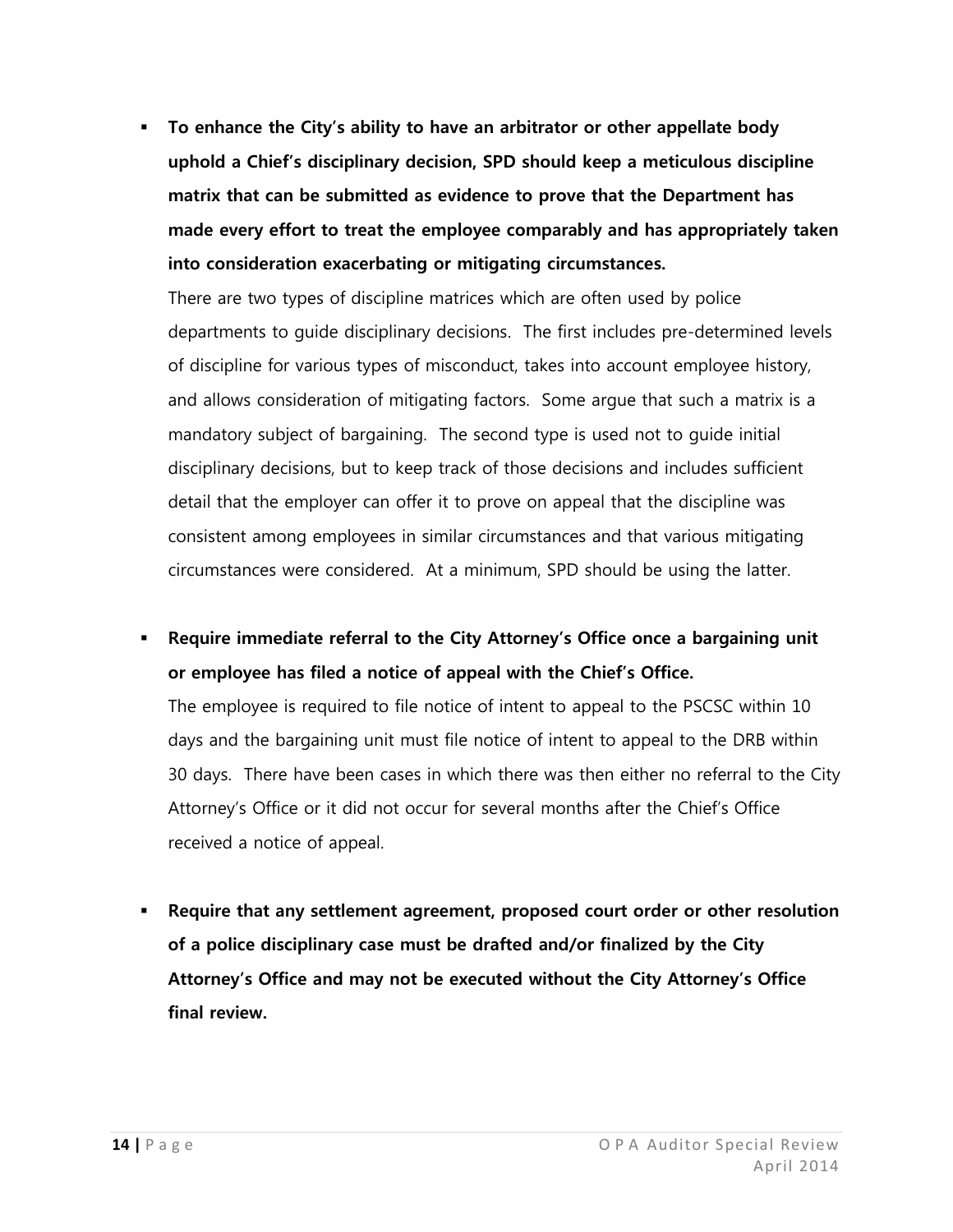- **To enhance the City's ability to have an arbitrator or other appellate body uphold a Chief's disciplinary decision, SPD should keep a meticulous discipline matrix that can be submitted as evidence to prove that the Department has made every effort to treat the employee comparably and has appropriately taken into consideration exacerbating or mitigating circumstances.**

  There are two types of discipline matrices which are often used by police departments to guide disciplinary decisions. The first includes pre-determined levels of discipline for various types of misconduct, takes into account employee history, and allows consideration of mitigating factors. Some argue that such a matrix is a mandatory subject of bargaining. The second type is used not to guide initial disciplinary decisions, but to keep track of those decisions and includes sufficient detail that the employer can offer it to prove on appeal that the discipline was consistent among employees in similar circumstances and that various mitigating circumstances were considered. At a minimum, SPD should be using the latter.

- **Require immediate referral to the City Attorney's Office once a bargaining unit or employee has filed a notice of appeal with the Chief's Office.**

  The employee is required to file notice of intent to appeal to the PSCSC within 10 days and the bargaining unit must file notice of intent to appeal to the DRB within 30 days. There have been cases in which there was then either no referral to the City Attorney's Office or it did not occur for several months after the Chief's Office received a notice of appeal.

- **Require that any settlement agreement, proposed court order or other resolution of a police disciplinary case must be drafted and/or finalized by the City Attorney's Office and may not be executed without the City Attorney's Office final review.**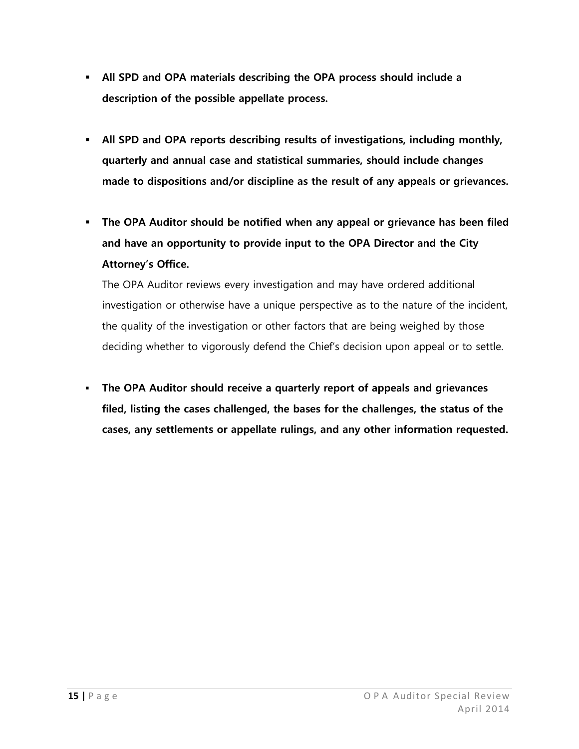- **All SPD and OPA materials describing the OPA process should include a description of the possible appellate process.**

- **All SPD and OPA reports describing results of investigations, including monthly, quarterly and annual case and statistical summaries, should include changes made to dispositions and/or discipline as the result of any appeals or grievances.**

- **The OPA Auditor should be notified when any appeal or grievance has been filed and have an opportunity to provide input to the OPA Director and the City Attorney's Office.**

  The OPA Auditor reviews every investigation and may have ordered additional investigation or otherwise have a unique perspective as to the nature of the incident, the quality of the investigation or other factors that are being weighed by those deciding whether to vigorously defend the Chief's decision upon appeal or to settle.

- **The OPA Auditor should receive a quarterly report of appeals and grievances filed, listing the cases challenged, the bases for the challenges, the status of the cases, any settlements or appellate rulings, and any other information requested.**